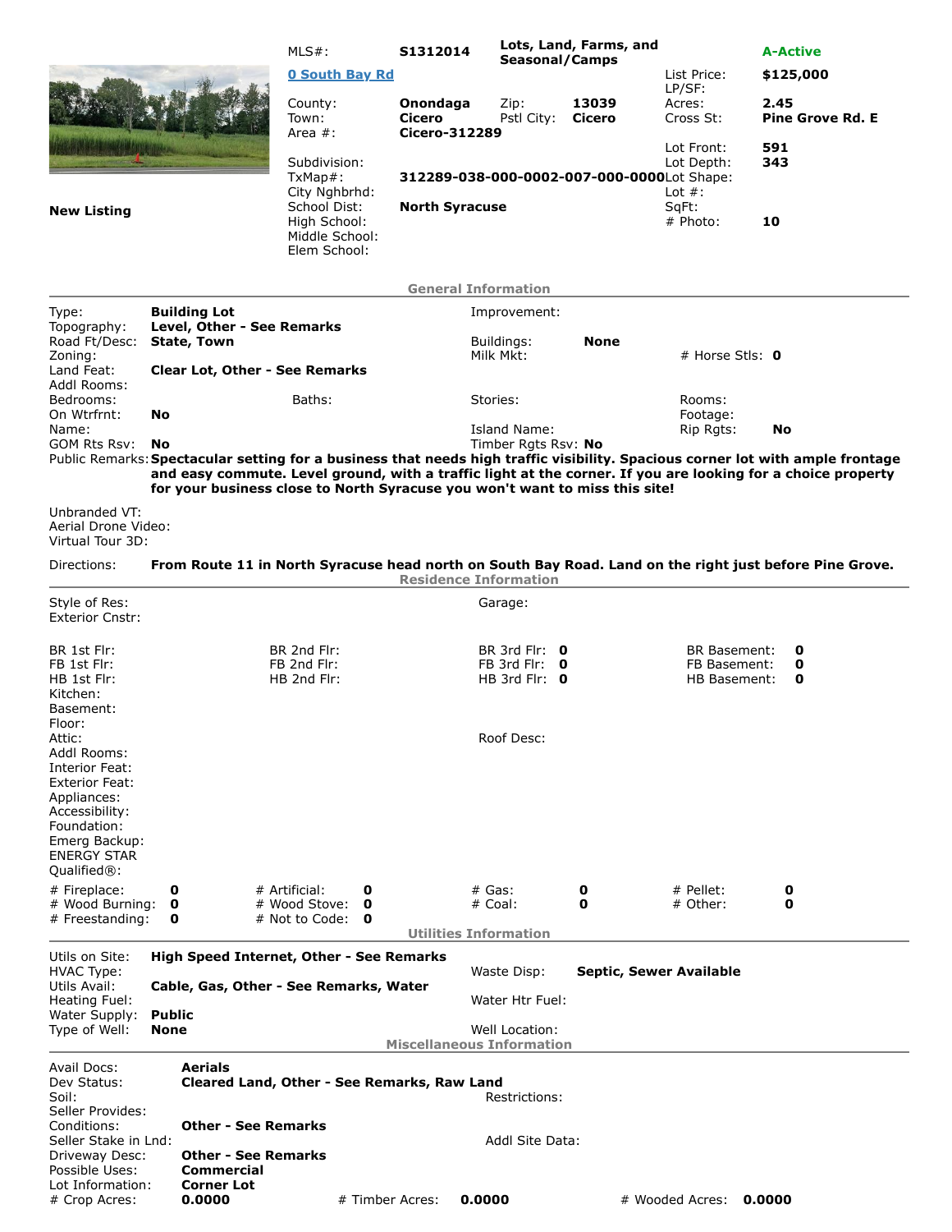**New Listing**

| | | | | | |
|---|---|---|---|---|---|
| MLS#: | **S1312014** | **Lots, Land, Farms, and Seasonal/Camps** | | | **A-Active** |
| **0 South Bay Rd** | | | | List Price: | **$125,000** |
| | | | | LP/SF: | |
| County: | **Onondaga** | Zip: | **13039** | Acres: | **2.45** |
| Town: | **Cicero** | Pstl City: | **Cicero** | Cross St: | **Pine Grove Rd. E** |
| Area #: | **Cicero-312289** | | | | |
| | | | | Lot Front: | **591** |
| Subdivision: | | | | Lot Depth: | **343** |
| TxMap#: | **312289-038-000-0002-007-000-0000** | | | Lot Shape: | |
| City Nghbrhd: | | | | Lot #: | |
| School Dist: | **North Syracuse** | | | SqFt: | |
| High School: | | | | # Photo: | **10** |
| Middle School: | | | | | |
| Elem School: | | | | | |

## General Information

| | | | | | |
|---|---|---|---|---|---|
| Type: | **Building Lot** | Improvement: | | | |
| Topography: | **Level, Other - See Remarks** | | | | |
| Road Ft/Desc: | **State, Town** | Buildings: | **None** | | |
| Zoning: | | Milk Mkt: | | # Horse Stls: | **0** |
| Land Feat: | **Clear Lot, Other - See Remarks** | | | | |
| Addl Rooms: | | | | | |
| Bedrooms: | Baths: | Stories: | | Rooms: | |
| On Wtrfrnt: | **No** | | | Footage: | |
| Name: | | Island Name: | | Rip Rgts: | **No** |
| GOM Rts Rsv: | **No** | Timber Rgts Rsv: | **No** | | |

Public Remarks: **Spectacular setting for a business that needs high traffic visibility. Spacious corner lot with ample frontage and easy commute. Level ground, with a traffic light at the corner. If you are looking for a choice property for your business close to North Syracuse you won't want to miss this site!**

Unbranded VT:
Aerial Drone Video:
Virtual Tour 3D:

Directions: **From Route 11 in North Syracuse head north on South Bay Road. Land on the right just before Pine Grove.**

## Residence Information

| | | | | | | | |
|---|---|---|---|---|---|---|---|
| Style of Res: | | | | Garage: | | | |
| Exterior Cnstr: | | | | | | | |
| BR 1st Flr: | | BR 2nd Flr: | | BR 3rd Flr: | **0** | BR Basement: | **0** |
| FB 1st Flr: | | FB 2nd Flr: | | FB 3rd Flr: | **0** | FB Basement: | **0** |
| HB 1st Flr: | | HB 2nd Flr: | | HB 3rd Flr: | **0** | HB Basement: | **0** |
| Kitchen: | | | | | | | |
| Basement: | | | | | | | |
| Floor: | | | | | | | |
| Attic: | | | | Roof Desc: | | | |
| Addl Rooms: | | | | | | | |
| Interior Feat: | | | | | | | |
| Exterior Feat: | | | | | | | |
| Appliances: | | | | | | | |
| Accessibility: | | | | | | | |
| Foundation: | | | | | | | |
| Emerg Backup: | | | | | | | |
| ENERGY STAR Qualified®: | | | | | | | |
| # Fireplace: | **0** | # Artificial: | **0** | # Gas: | **0** | # Pellet: | **0** |
| # Wood Burning: | **0** | # Wood Stove: | **0** | # Coal: | **0** | # Other: | **0** |
| # Freestanding: | **0** | # Not to Code: | **0** | | | | |

## Utilities Information

| | | | |
|---|---|---|---|
| Utils on Site: | **High Speed Internet, Other - See Remarks** | | |
| HVAC Type: | | Waste Disp: | **Septic, Sewer Available** |
| Utils Avail: | **Cable, Gas, Other - See Remarks, Water** | | |
| Heating Fuel: | | Water Htr Fuel: | |
| Water Supply: | **Public** | | |
| Type of Well: | **None** | Well Location: | |

## Miscellaneous Information

| | | | | | |
|---|---|---|---|---|---|
| Avail Docs: | **Aerials** | | | | |
| Dev Status: | **Cleared Land, Other - See Remarks, Raw Land** | | | | |
| Soil: | | Restrictions: | | | |
| Seller Provides: | | | | | |
| Conditions: | **Other - See Remarks** | | | | |
| Seller Stake in Lnd: | | Addl Site Data: | | | |
| Driveway Desc: | **Other - See Remarks** | | | | |
| Possible Uses: | **Commercial** | | | | |
| Lot Information: | **Corner Lot** | | | | |
| # Crop Acres: | **0.0000** | # Timber Acres: | **0.0000** | # Wooded Acres: | **0.0000** |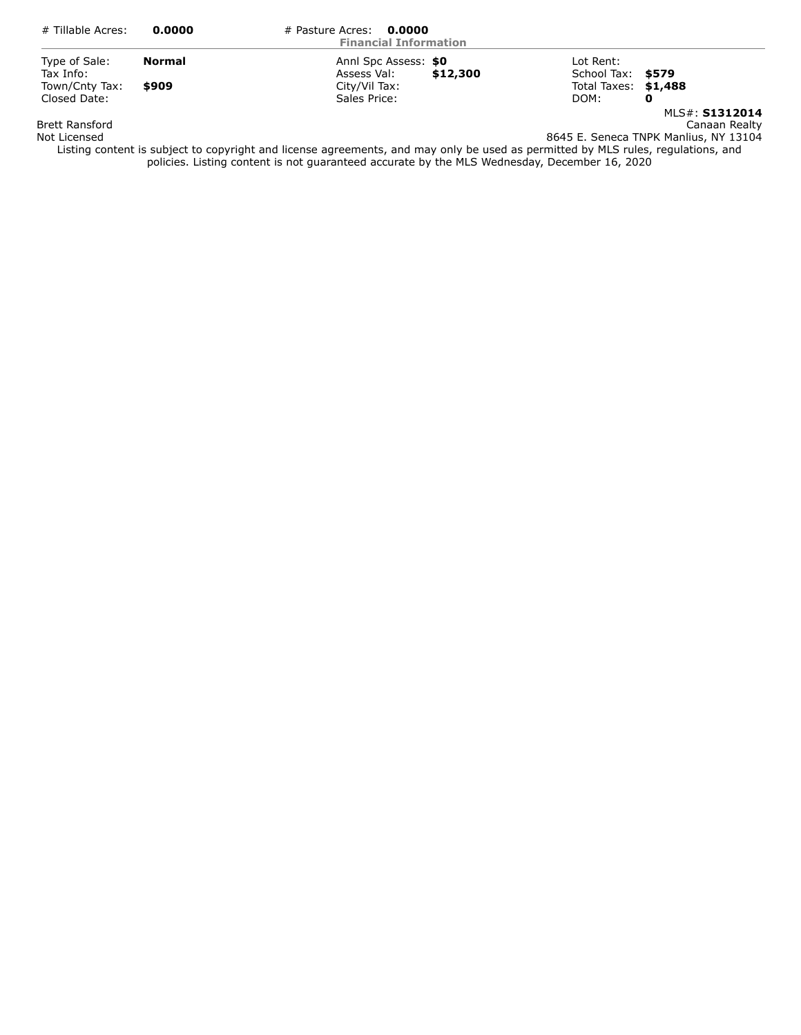| | | | |
|---|---|---|---|
| # Tillable Acres: | **0.0000** | # Pasture Acres: | **0.0000** |

### Financial Information

| | | | | | |
|---|---|---|---|---|---|
| Type of Sale: | **Normal** | Annl Spc Assess: | **$0** | Lot Rent: | |
| Tax Info: | | Assess Val: | **$12,300** | School Tax: | **$579** |
| Town/Cnty Tax: | **$909** | City/Vil Tax: | | Total Taxes: | **$1,488** |
| Closed Date: | | Sales Price: | | DOM: | **0** |

MLS#: **S1312014**

Brett Ransford
Not Licensed

Canaan Realty
8645 E. Seneca TNPK Manlius, NY 13104

Listing content is subject to copyright and license agreements, and may only be used as permitted by MLS rules, regulations, and policies. Listing content is not guaranteed accurate by the MLS Wednesday, December 16, 2020